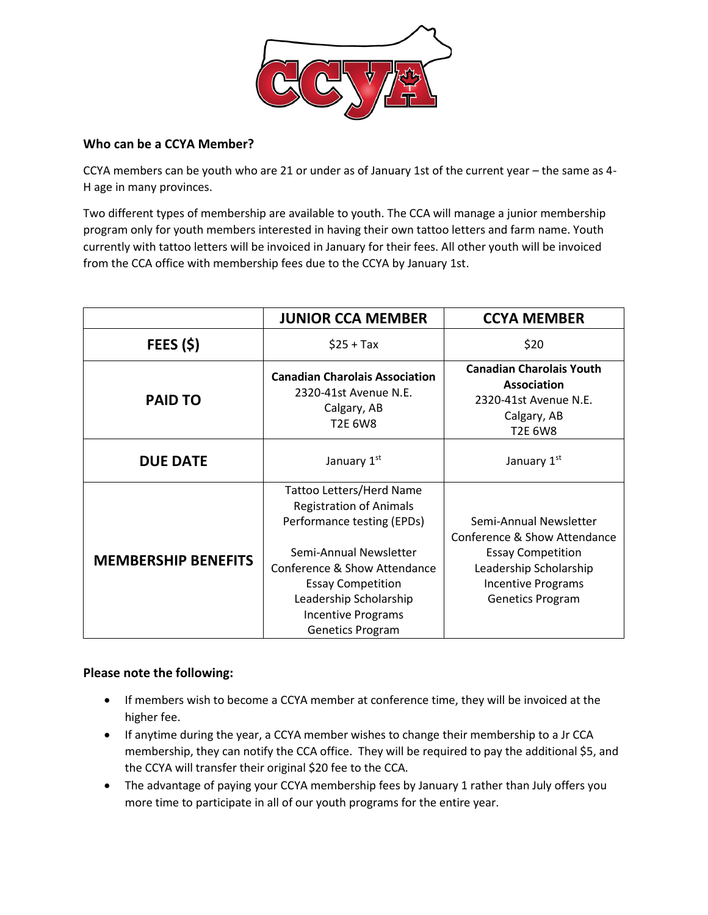## Who can be a CCYA Member?

CCYA members can be youth who are 21 or under as of January 1st of the current year – the same as 4-H age in many provinces.

Two different types of membership are available to youth. The CCA will manage a junior membership program only for youth members interested in having their own tattoo letters and farm name. Youth currently with tattoo letters will be invoiced in January for their fees. All other youth will be invoiced from the CCA office with membership fees due to the CCYA by January 1st.

| | JUNIOR CCA MEMBER | CCYA MEMBER |
|---|---|---|
| **FEES ($)** | $25 + Tax | $20 |
| **PAID TO** | **Canadian Charolais Association**<br>2320-41st Avenue N.E.<br>Calgary, AB<br>T2E 6W8 | **Canadian Charolais Youth Association**<br>2320-41st Avenue N.E.<br>Calgary, AB<br>T2E 6W8 |
| **DUE DATE** | January 1st | January 1st |
| **MEMBERSHIP BENEFITS** | Tattoo Letters/Herd Name<br>Registration of Animals<br>Performance testing (EPDs)<br><br>Semi-Annual Newsletter<br>Conference & Show Attendance<br>Essay Competition<br>Leadership Scholarship<br>Incentive Programs<br>Genetics Program | Semi-Annual Newsletter<br>Conference & Show Attendance<br>Essay Competition<br>Leadership Scholarship<br>Incentive Programs<br>Genetics Program |

### Please note the following:

- If members wish to become a CCYA member at conference time, they will be invoiced at the higher fee.
- If anytime during the year, a CCYA member wishes to change their membership to a Jr CCA membership, they can notify the CCA office. They will be required to pay the additional $5, and the CCYA will transfer their original $20 fee to the CCA.
- The advantage of paying your CCYA membership fees by January 1 rather than July offers you more time to participate in all of our youth programs for the entire year.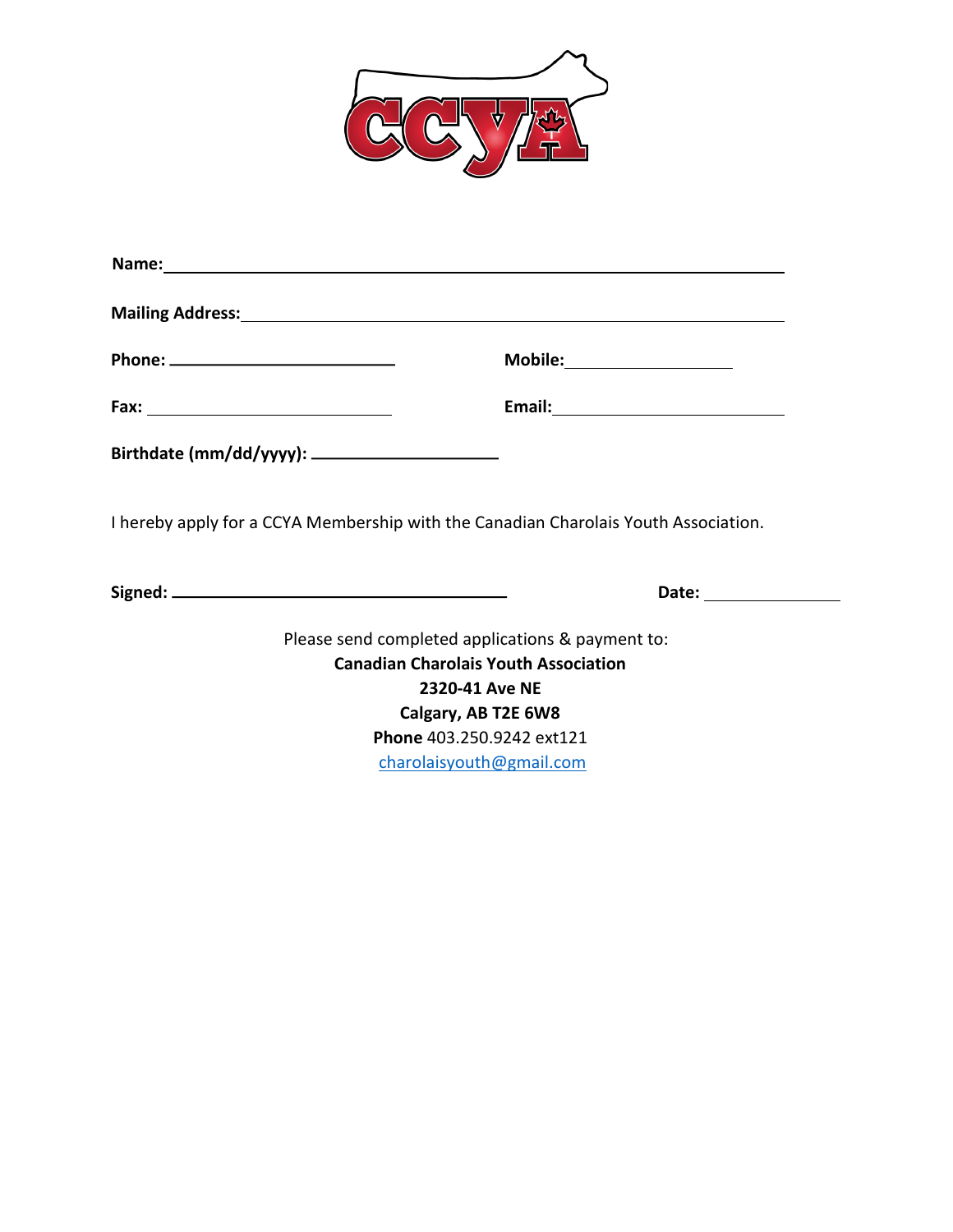**Name:** \_\_\_\_\_\_\_\_\_\_\_\_\_\_\_\_\_\_\_\_\_\_\_\_\_\_\_\_\_\_\_\_\_\_\_\_\_\_\_\_

**Mailing Address:** \_\_\_\_\_\_\_\_\_\_\_\_\_\_\_\_\_\_\_\_\_\_\_\_\_\_\_\_\_\_\_\_\_\_

**Phone:** \_\_\_\_\_\_\_\_\_\_\_\_\_\_\_\_\_\_\_\_ **Mobile:** \_\_\_\_\_\_\_\_\_\_\_\_\_\_\_\_

**Fax:** \_\_\_\_\_\_\_\_\_\_\_\_\_\_\_\_\_\_\_\_ **Email:** \_\_\_\_\_\_\_\_\_\_\_\_\_\_\_\_\_\_\_\_

**Birthdate (mm/dd/yyyy):** \_\_\_\_\_\_\_\_\_\_\_\_\_\_\_\_

I hereby apply for a CCYA Membership with the Canadian Charolais Youth Association.

**Signed:** \_\_\_\_\_\_\_\_\_\_\_\_\_\_\_\_\_\_\_\_\_\_\_\_\_\_\_\_ **Date:** \_\_\_\_\_\_\_\_\_\_\_\_

Please send completed applications & payment to:

**Canadian Charolais Youth Association**

**2320-41 Ave NE**

**Calgary, AB T2E 6W8**

**Phone** 403.250.9242 ext121

charolaisyouth@gmail.com